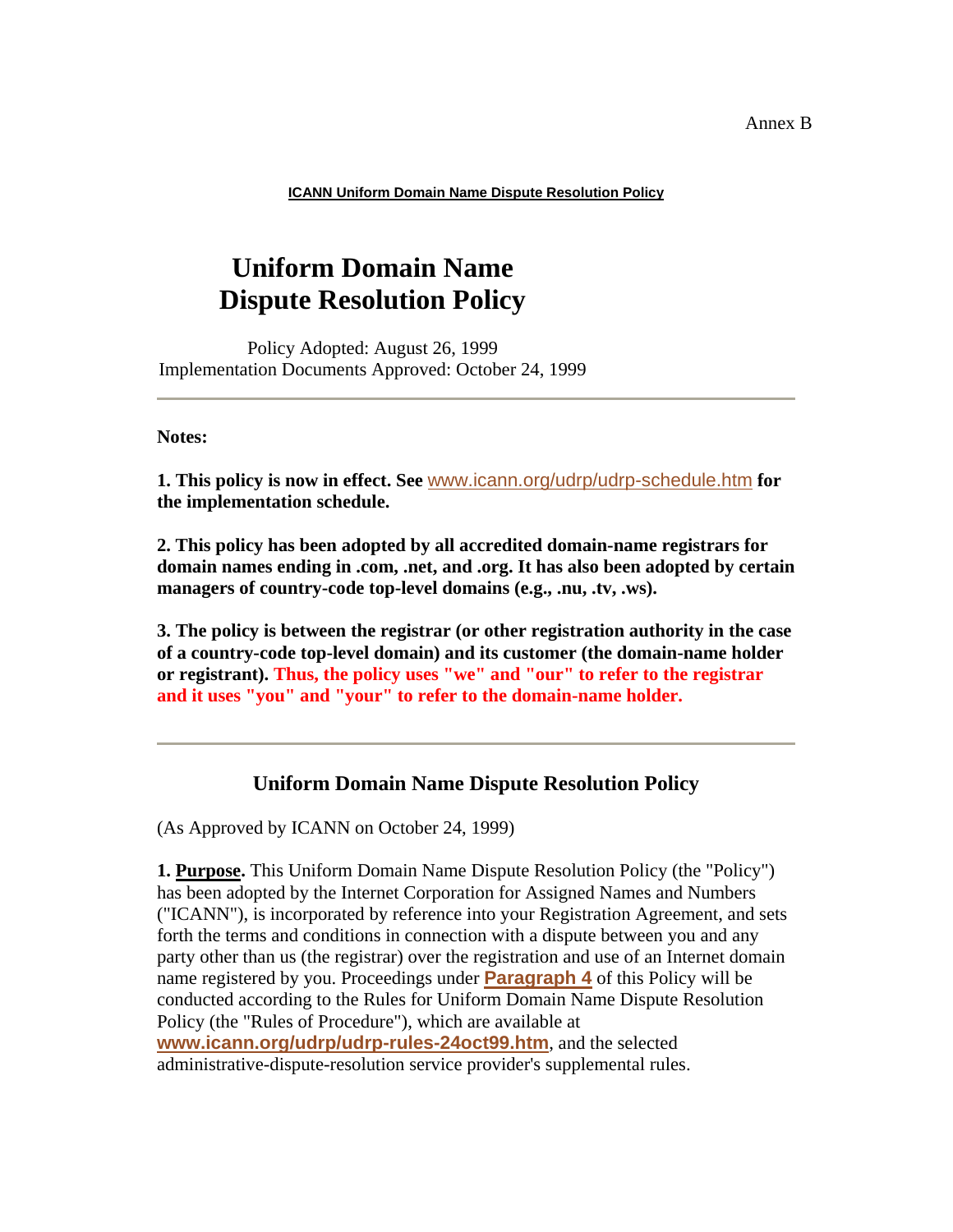Annex B

**ICANN Uniform Domain Name Dispute Resolution Policy**

# Uniform Domain Name Dispute Resolution Policy

Policy Adopted: August 26, 1999
Implementation Documents Approved: October 24, 1999

---

**Notes:**

**1. This policy is now in effect. See** www.icann.org/udrp/udrp-schedule.htm **for the implementation schedule.**

**2. This policy has been adopted by all accredited domain-name registrars for domain names ending in .com, .net, and .org. It has also been adopted by certain managers of country-code top-level domains (e.g., .nu, .tv, .ws).**

**3. The policy is between the registrar (or other registration authority in the case of a country-code top-level domain) and its customer (the domain-name holder or registrant). Thus, the policy uses "we" and "our" to refer to the registrar and it uses "you" and "your" to refer to the domain-name holder.**

---

## Uniform Domain Name Dispute Resolution Policy

(As Approved by ICANN on October 24, 1999)

**1. Purpose.** This Uniform Domain Name Dispute Resolution Policy (the "Policy") has been adopted by the Internet Corporation for Assigned Names and Numbers ("ICANN"), is incorporated by reference into your Registration Agreement, and sets forth the terms and conditions in connection with a dispute between you and any party other than us (the registrar) over the registration and use of an Internet domain name registered by you. Proceedings under **Paragraph 4** of this Policy will be conducted according to the Rules for Uniform Domain Name Dispute Resolution Policy (the "Rules of Procedure"), which are available at **www.icann.org/udrp/udrp-rules-24oct99.htm**, and the selected administrative-dispute-resolution service provider's supplemental rules.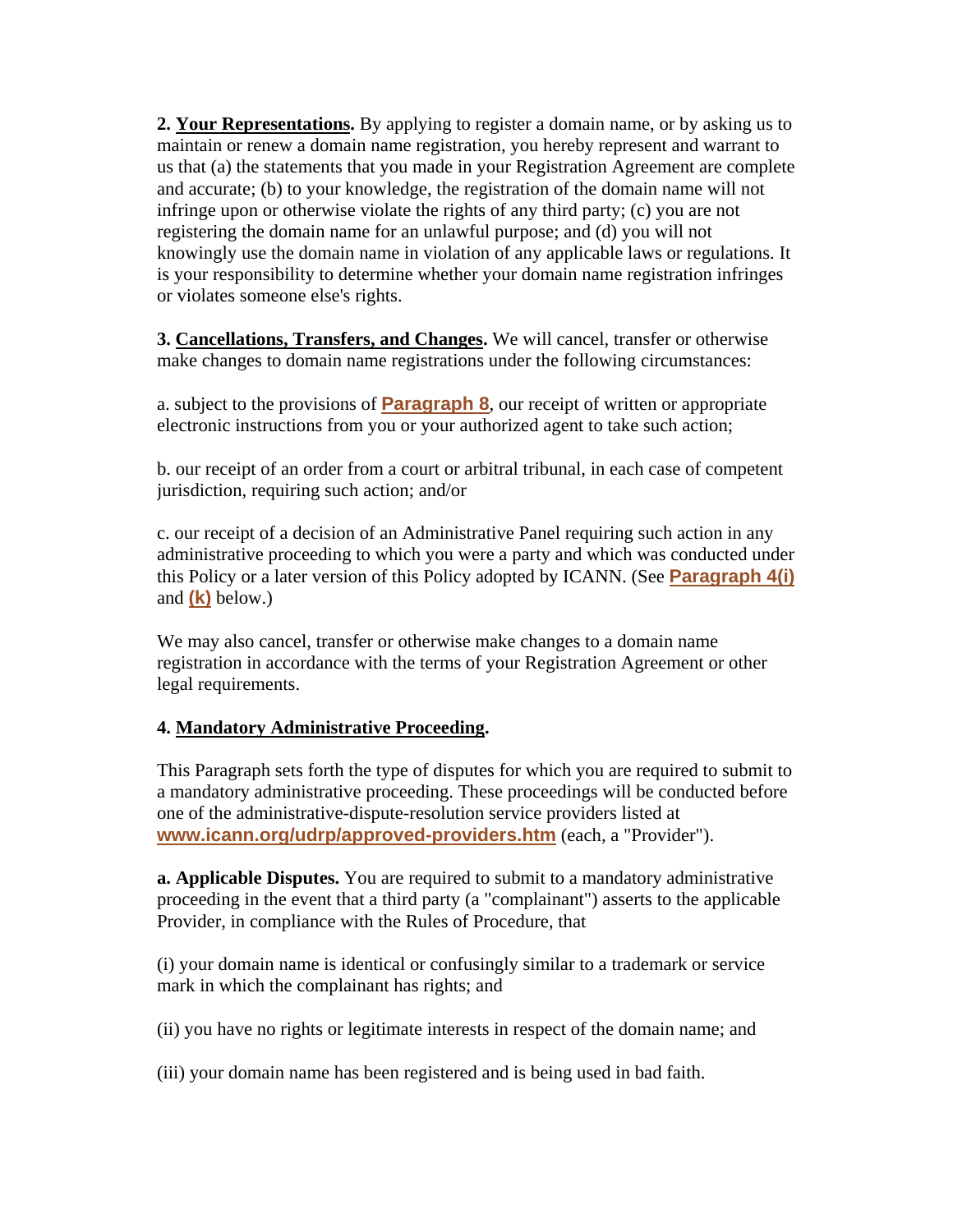**2. Your Representations.** By applying to register a domain name, or by asking us to maintain or renew a domain name registration, you hereby represent and warrant to us that (a) the statements that you made in your Registration Agreement are complete and accurate; (b) to your knowledge, the registration of the domain name will not infringe upon or otherwise violate the rights of any third party; (c) you are not registering the domain name for an unlawful purpose; and (d) you will not knowingly use the domain name in violation of any applicable laws or regulations. It is your responsibility to determine whether your domain name registration infringes or violates someone else's rights.

**3. Cancellations, Transfers, and Changes.** We will cancel, transfer or otherwise make changes to domain name registrations under the following circumstances:

a. subject to the provisions of **Paragraph 8**, our receipt of written or appropriate electronic instructions from you or your authorized agent to take such action;

b. our receipt of an order from a court or arbitral tribunal, in each case of competent jurisdiction, requiring such action; and/or

c. our receipt of a decision of an Administrative Panel requiring such action in any administrative proceeding to which you were a party and which was conducted under this Policy or a later version of this Policy adopted by ICANN. (See **Paragraph 4(i)** and **(k)** below.)

We may also cancel, transfer or otherwise make changes to a domain name registration in accordance with the terms of your Registration Agreement or other legal requirements.

**4. Mandatory Administrative Proceeding.**

This Paragraph sets forth the type of disputes for which you are required to submit to a mandatory administrative proceeding. These proceedings will be conducted before one of the administrative-dispute-resolution service providers listed at **www.icann.org/udrp/approved-providers.htm** (each, a "Provider").

**a. Applicable Disputes.** You are required to submit to a mandatory administrative proceeding in the event that a third party (a "complainant") asserts to the applicable Provider, in compliance with the Rules of Procedure, that

(i) your domain name is identical or confusingly similar to a trademark or service mark in which the complainant has rights; and

(ii) you have no rights or legitimate interests in respect of the domain name; and

(iii) your domain name has been registered and is being used in bad faith.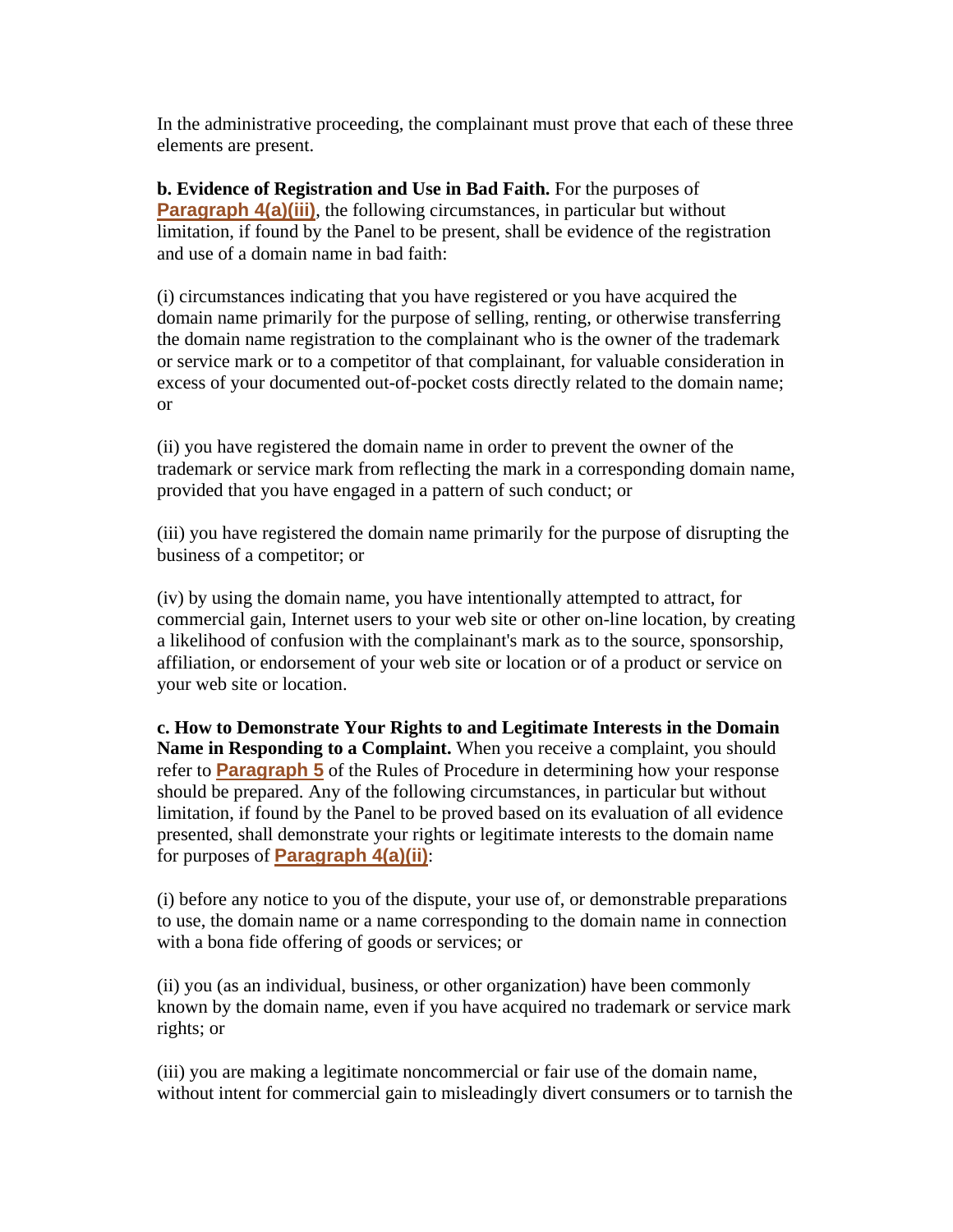In the administrative proceeding, the complainant must prove that each of these three elements are present.

**b. Evidence of Registration and Use in Bad Faith.** For the purposes of **Paragraph 4(a)(iii)**, the following circumstances, in particular but without limitation, if found by the Panel to be present, shall be evidence of the registration and use of a domain name in bad faith:

(i) circumstances indicating that you have registered or you have acquired the domain name primarily for the purpose of selling, renting, or otherwise transferring the domain name registration to the complainant who is the owner of the trademark or service mark or to a competitor of that complainant, for valuable consideration in excess of your documented out-of-pocket costs directly related to the domain name; or

(ii) you have registered the domain name in order to prevent the owner of the trademark or service mark from reflecting the mark in a corresponding domain name, provided that you have engaged in a pattern of such conduct; or

(iii) you have registered the domain name primarily for the purpose of disrupting the business of a competitor; or

(iv) by using the domain name, you have intentionally attempted to attract, for commercial gain, Internet users to your web site or other on-line location, by creating a likelihood of confusion with the complainant's mark as to the source, sponsorship, affiliation, or endorsement of your web site or location or of a product or service on your web site or location.

**c. How to Demonstrate Your Rights to and Legitimate Interests in the Domain Name in Responding to a Complaint.** When you receive a complaint, you should refer to **Paragraph 5** of the Rules of Procedure in determining how your response should be prepared. Any of the following circumstances, in particular but without limitation, if found by the Panel to be proved based on its evaluation of all evidence presented, shall demonstrate your rights or legitimate interests to the domain name for purposes of **Paragraph 4(a)(ii)**:

(i) before any notice to you of the dispute, your use of, or demonstrable preparations to use, the domain name or a name corresponding to the domain name in connection with a bona fide offering of goods or services; or

(ii) you (as an individual, business, or other organization) have been commonly known by the domain name, even if you have acquired no trademark or service mark rights; or

(iii) you are making a legitimate noncommercial or fair use of the domain name, without intent for commercial gain to misleadingly divert consumers or to tarnish the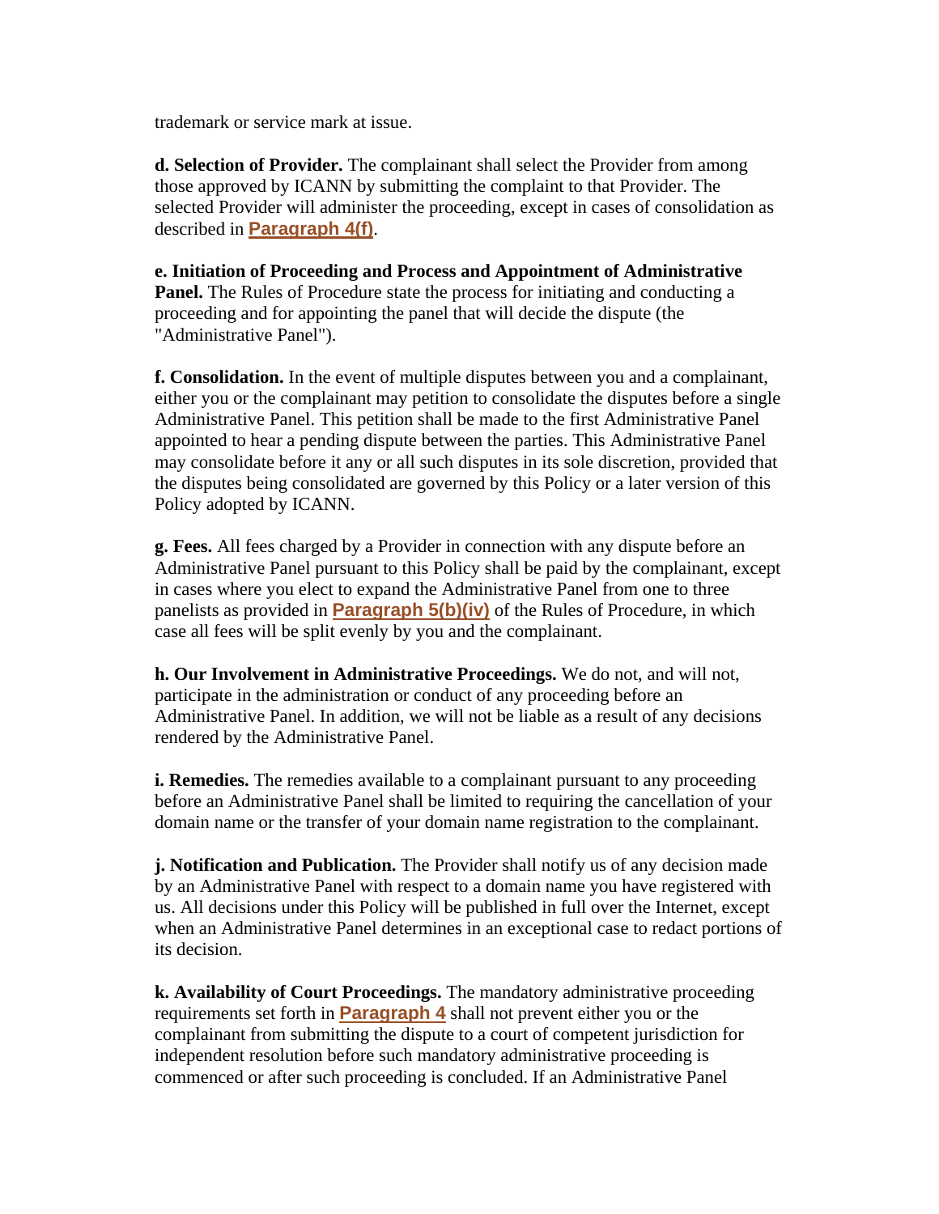trademark or service mark at issue.

**d. Selection of Provider.** The complainant shall select the Provider from among those approved by ICANN by submitting the complaint to that Provider. The selected Provider will administer the proceeding, except in cases of consolidation as described in **Paragraph 4(f)**.

**e. Initiation of Proceeding and Process and Appointment of Administrative Panel.** The Rules of Procedure state the process for initiating and conducting a proceeding and for appointing the panel that will decide the dispute (the "Administrative Panel").

**f. Consolidation.** In the event of multiple disputes between you and a complainant, either you or the complainant may petition to consolidate the disputes before a single Administrative Panel. This petition shall be made to the first Administrative Panel appointed to hear a pending dispute between the parties. This Administrative Panel may consolidate before it any or all such disputes in its sole discretion, provided that the disputes being consolidated are governed by this Policy or a later version of this Policy adopted by ICANN.

**g. Fees.** All fees charged by a Provider in connection with any dispute before an Administrative Panel pursuant to this Policy shall be paid by the complainant, except in cases where you elect to expand the Administrative Panel from one to three panelists as provided in **Paragraph 5(b)(iv)** of the Rules of Procedure, in which case all fees will be split evenly by you and the complainant.

**h. Our Involvement in Administrative Proceedings.** We do not, and will not, participate in the administration or conduct of any proceeding before an Administrative Panel. In addition, we will not be liable as a result of any decisions rendered by the Administrative Panel.

**i. Remedies.** The remedies available to a complainant pursuant to any proceeding before an Administrative Panel shall be limited to requiring the cancellation of your domain name or the transfer of your domain name registration to the complainant.

**j. Notification and Publication.** The Provider shall notify us of any decision made by an Administrative Panel with respect to a domain name you have registered with us. All decisions under this Policy will be published in full over the Internet, except when an Administrative Panel determines in an exceptional case to redact portions of its decision.

**k. Availability of Court Proceedings.** The mandatory administrative proceeding requirements set forth in **Paragraph 4** shall not prevent either you or the complainant from submitting the dispute to a court of competent jurisdiction for independent resolution before such mandatory administrative proceeding is commenced or after such proceeding is concluded. If an Administrative Panel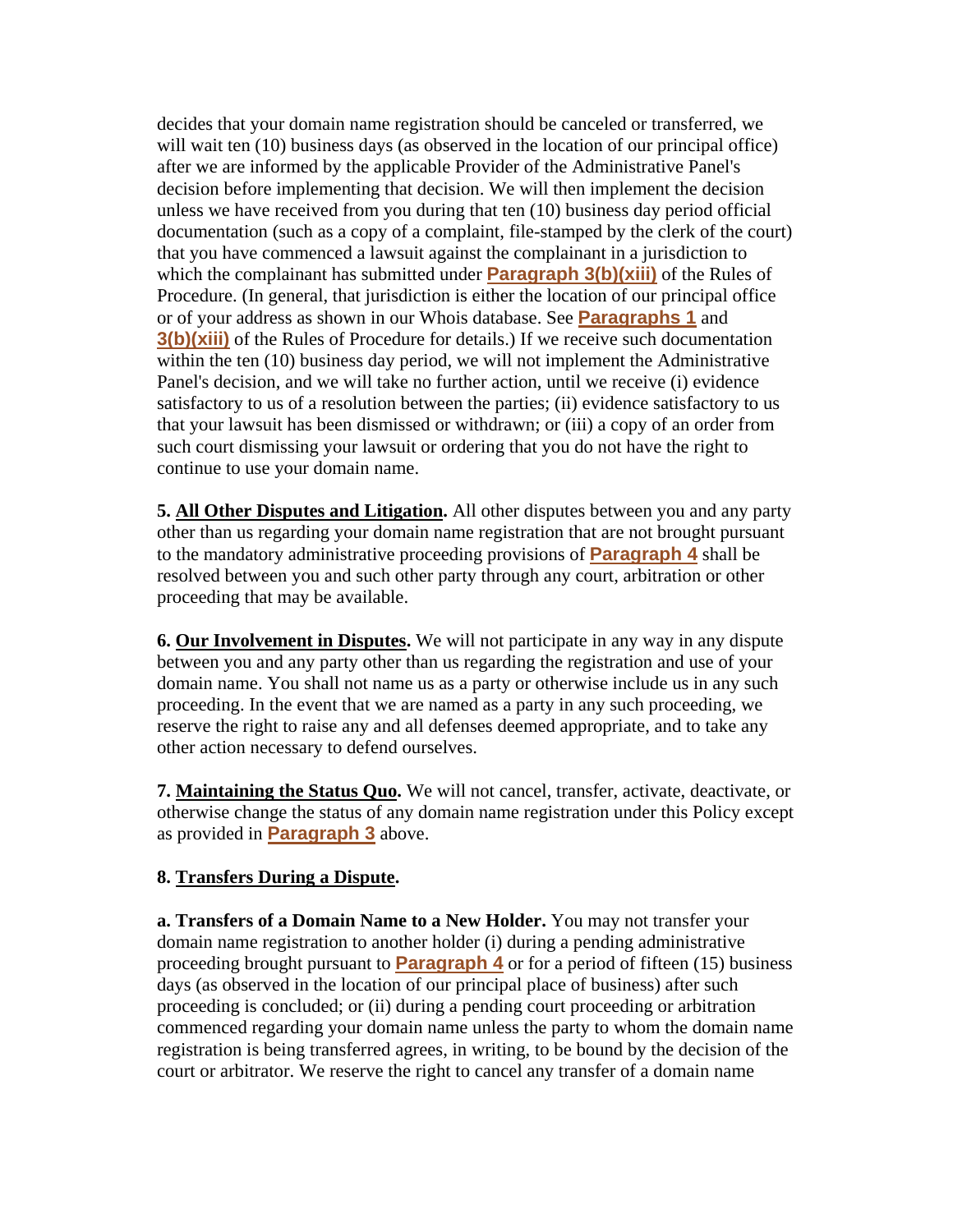decides that your domain name registration should be canceled or transferred, we will wait ten (10) business days (as observed in the location of our principal office) after we are informed by the applicable Provider of the Administrative Panel's decision before implementing that decision. We will then implement the decision unless we have received from you during that ten (10) business day period official documentation (such as a copy of a complaint, file-stamped by the clerk of the court) that you have commenced a lawsuit against the complainant in a jurisdiction to which the complainant has submitted under **Paragraph 3(b)(xiii)** of the Rules of Procedure. (In general, that jurisdiction is either the location of our principal office or of your address as shown in our Whois database. See **Paragraphs 1** and **3(b)(xiii)** of the Rules of Procedure for details.) If we receive such documentation within the ten (10) business day period, we will not implement the Administrative Panel's decision, and we will take no further action, until we receive (i) evidence satisfactory to us of a resolution between the parties; (ii) evidence satisfactory to us that your lawsuit has been dismissed or withdrawn; or (iii) a copy of an order from such court dismissing your lawsuit or ordering that you do not have the right to continue to use your domain name.

**5. All Other Disputes and Litigation.** All other disputes between you and any party other than us regarding your domain name registration that are not brought pursuant to the mandatory administrative proceeding provisions of **Paragraph 4** shall be resolved between you and such other party through any court, arbitration or other proceeding that may be available.

**6. Our Involvement in Disputes.** We will not participate in any way in any dispute between you and any party other than us regarding the registration and use of your domain name. You shall not name us as a party or otherwise include us in any such proceeding. In the event that we are named as a party in any such proceeding, we reserve the right to raise any and all defenses deemed appropriate, and to take any other action necessary to defend ourselves.

**7. Maintaining the Status Quo.** We will not cancel, transfer, activate, deactivate, or otherwise change the status of any domain name registration under this Policy except as provided in **Paragraph 3** above.

**8. Transfers During a Dispute.**

**a. Transfers of a Domain Name to a New Holder.** You may not transfer your domain name registration to another holder (i) during a pending administrative proceeding brought pursuant to **Paragraph 4** or for a period of fifteen (15) business days (as observed in the location of our principal place of business) after such proceeding is concluded; or (ii) during a pending court proceeding or arbitration commenced regarding your domain name unless the party to whom the domain name registration is being transferred agrees, in writing, to be bound by the decision of the court or arbitrator. We reserve the right to cancel any transfer of a domain name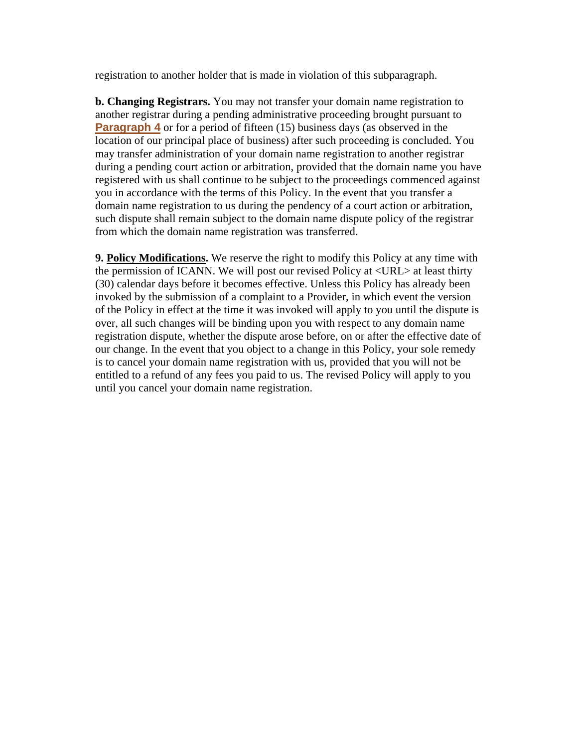registration to another holder that is made in violation of this subparagraph.

**b. Changing Registrars.** You may not transfer your domain name registration to another registrar during a pending administrative proceeding brought pursuant to **Paragraph 4** or for a period of fifteen (15) business days (as observed in the location of our principal place of business) after such proceeding is concluded. You may transfer administration of your domain name registration to another registrar during a pending court action or arbitration, provided that the domain name you have registered with us shall continue to be subject to the proceedings commenced against you in accordance with the terms of this Policy. In the event that you transfer a domain name registration to us during the pendency of a court action or arbitration, such dispute shall remain subject to the domain name dispute policy of the registrar from which the domain name registration was transferred.

**9. Policy Modifications.** We reserve the right to modify this Policy at any time with the permission of ICANN. We will post our revised Policy at <URL> at least thirty (30) calendar days before it becomes effective. Unless this Policy has already been invoked by the submission of a complaint to a Provider, in which event the version of the Policy in effect at the time it was invoked will apply to you until the dispute is over, all such changes will be binding upon you with respect to any domain name registration dispute, whether the dispute arose before, on or after the effective date of our change. In the event that you object to a change in this Policy, your sole remedy is to cancel your domain name registration with us, provided that you will not be entitled to a refund of any fees you paid to us. The revised Policy will apply to you until you cancel your domain name registration.